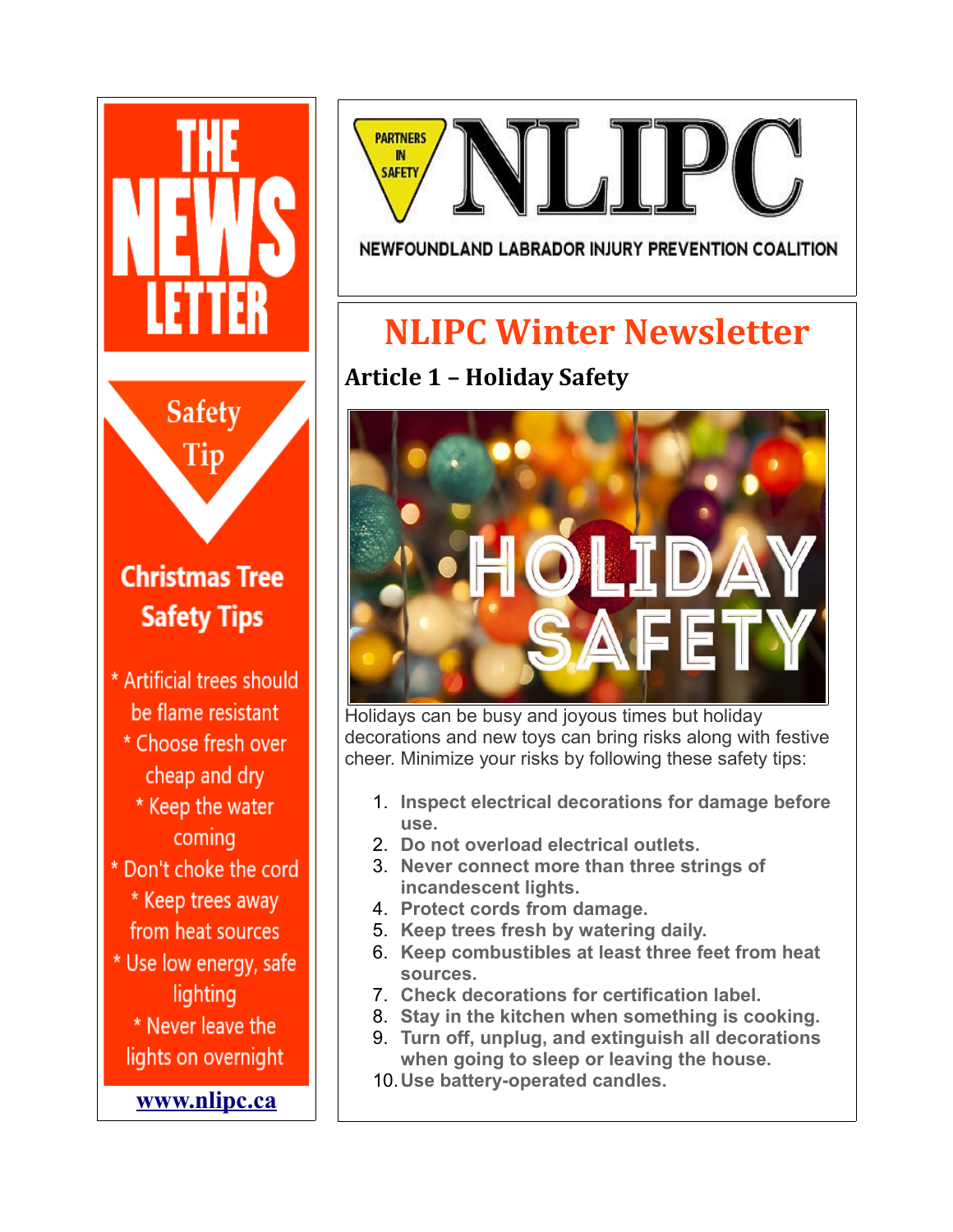# THE NEWS LETTER

## Safety Tip

### Christmas Tree Safety Tips

* Artificial trees should be flame resistant
* Choose fresh over cheap and dry
* Keep the water coming
* Don't choke the cord
* Keep trees away from heat sources
* Use low energy, safe lighting
* Never leave the lights on overnight

www.nlipc.ca

PARTNERS IN SAFETY

NLIPC

NEWFOUNDLAND LABRADOR INJURY PREVENTION COALITION

# NLIPC Winter Newsletter

## Article 1 – Holiday Safety

HOLIDAY SAFETY

Holidays can be busy and joyous times but holiday decorations and new toys can bring risks along with festive cheer. Minimize your risks by following these safety tips:

1. **Inspect electrical decorations for damage before use.**
2. **Do not overload electrical outlets.**
3. **Never connect more than three strings of incandescent lights.**
4. **Protect cords from damage.**
5. **Keep trees fresh by watering daily.**
6. **Keep combustibles at least three feet from heat sources.**
7. **Check decorations for certification label.**
8. **Stay in the kitchen when something is cooking.**
9. **Turn off, unplug, and extinguish all decorations when going to sleep or leaving the house.**
10. **Use battery-operated candles.**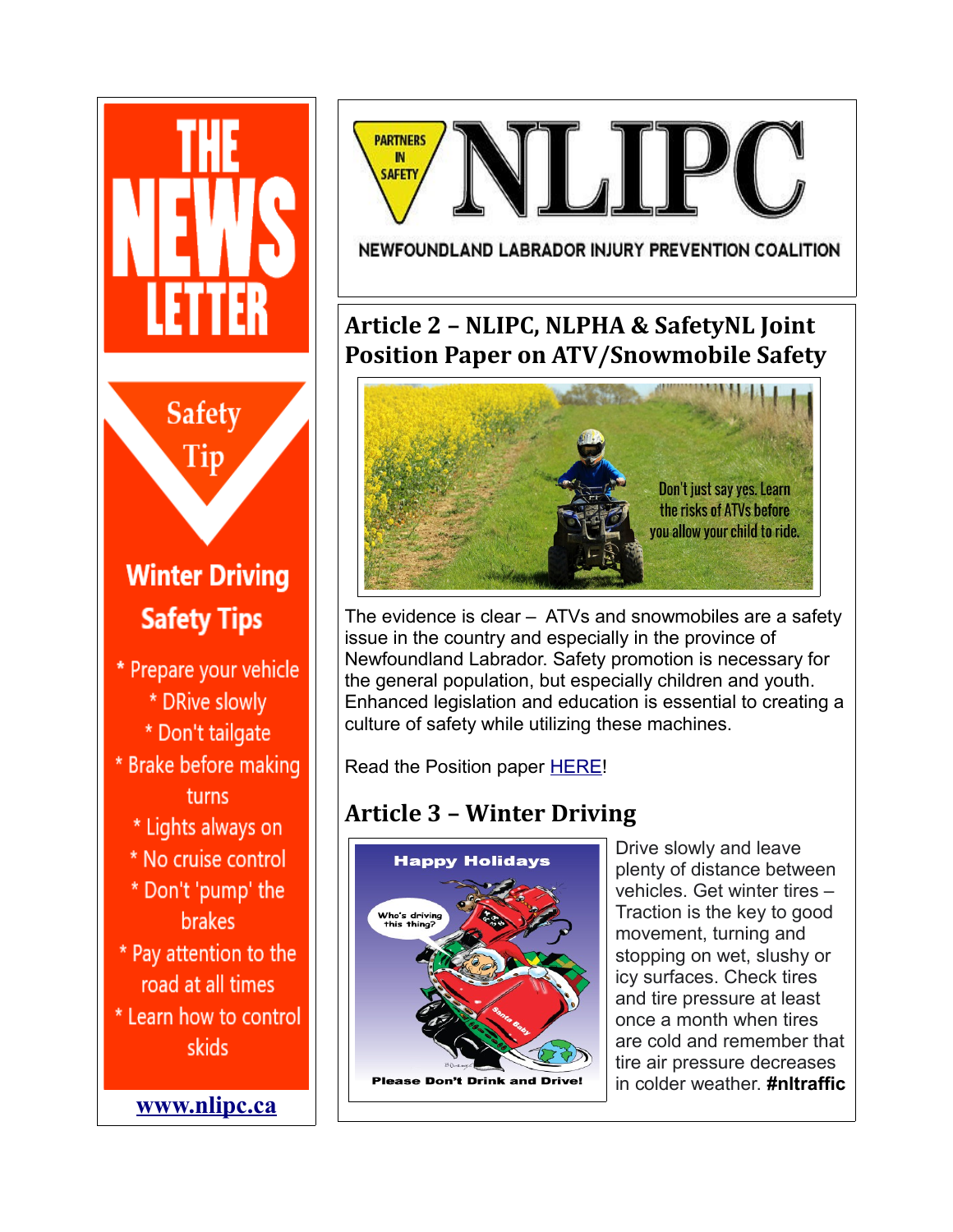# THE NEWS LETTER

## Safety Tip

### Winter Driving Safety Tips

* Prepare your vehicle
* DRive slowly
* Don't tailgate
* Brake before making turns
* Lights always on
* No cruise control
* Don't 'pump' the brakes
* Pay attention to the road at all times
* Learn how to control skids

**www.nlipc.ca**

PARTNERS IN SAFETY

# NLIPC

NEWFOUNDLAND LABRADOR INJURY PREVENTION COALITION

## Article 2 – NLIPC, NLPHA & SafetyNL Joint Position Paper on ATV/Snowmobile Safety

Don't just say yes. Learn the risks of ATVs before you allow your child to ride.

The evidence is clear – ATVs and snowmobiles are a safety issue in the country and especially in the province of Newfoundland Labrador. Safety promotion is necessary for the general population, but especially children and youth. Enhanced legislation and education is essential to creating a culture of safety while utilizing these machines.

Read the Position paper HERE!

## Article 3 – Winter Driving

Happy Holidays

Who's driving this thing?

Please Don't Drink and Drive!

Drive slowly and leave plenty of distance between vehicles. Get winter tires – Traction is the key to good movement, turning and stopping on wet, slushy or icy surfaces. Check tires and tire pressure at least once a month when tires are cold and remember that tire air pressure decreases in colder weather. **#nltraffic**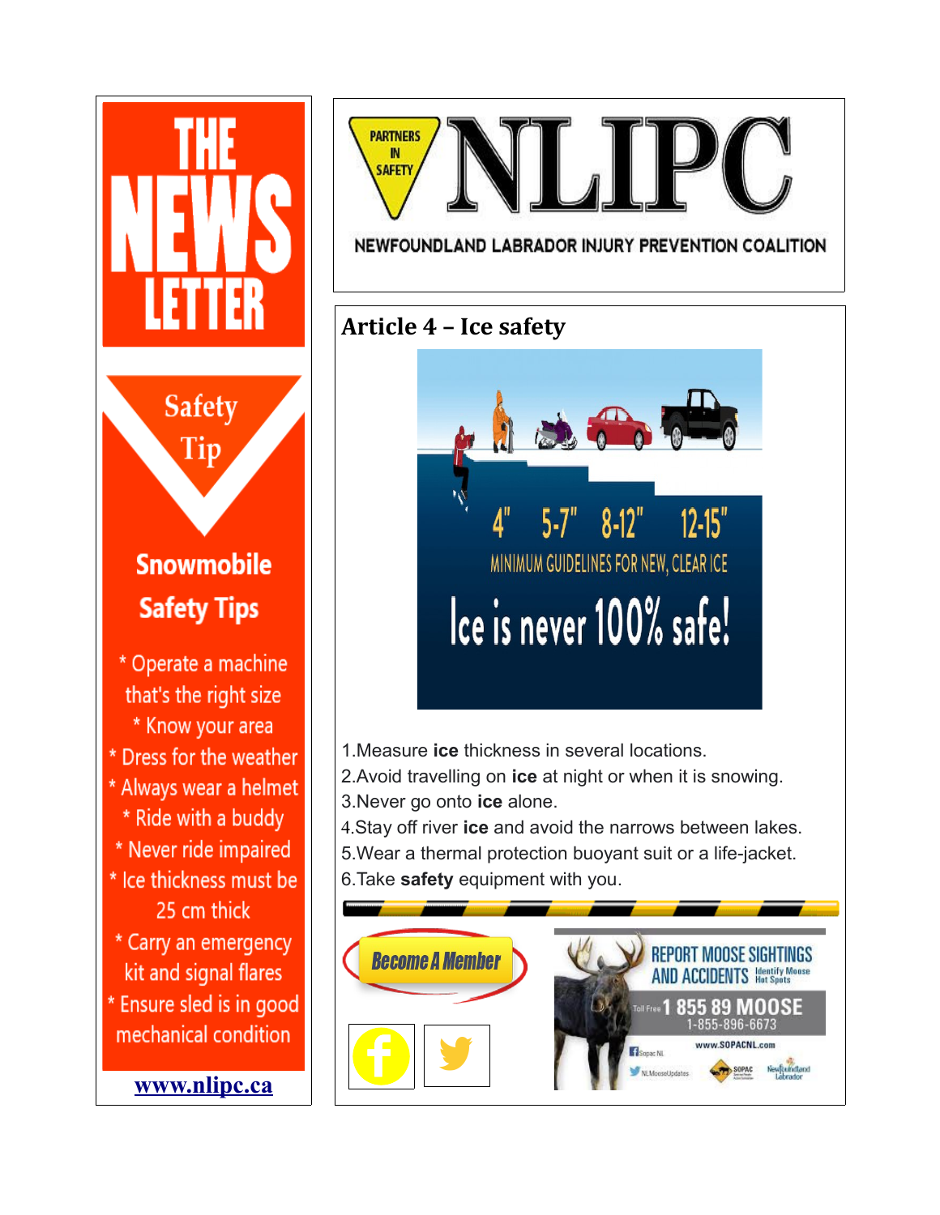# THE NEWS LETTER

## Safety Tip

### Snowmobile Safety Tips

* Operate a machine that's the right size
* Know your area
* Dress for the weather
* Always wear a helmet
* Ride with a buddy
* Never ride impaired
* Ice thickness must be 25 cm thick
* Carry an emergency kit and signal flares
* Ensure sled is in good mechanical condition

**www.nlipc.ca**

PARTNERS IN SAFETY

# NLIPC

NEWFOUNDLAND LABRADOR INJURY PREVENTION COALITION

## Article 4 – Ice safety

4" 5-7" 8-12" 12-15"

MINIMUM GUIDELINES FOR NEW, CLEAR ICE

Ice is never 100% safe!

1. Measure **ice** thickness in several locations.
2. Avoid travelling on **ice** at night or when it is snowing.
3. Never go onto **ice** alone.
4. Stay off river **ice** and avoid the narrows between lakes.
5. Wear a thermal protection buoyant suit or a life-jacket.
6. Take **safety** equipment with you.

Become A Member

REPORT MOOSE SIGHTINGS AND ACCIDENTS Identify Moose Hot Spots

Toll Free 1 855 89 MOOSE
1-855-896-6673

www.SOPACNL.com

Sopac NL

NLMooseUpdates

SOPAC

Newfoundland Labrador